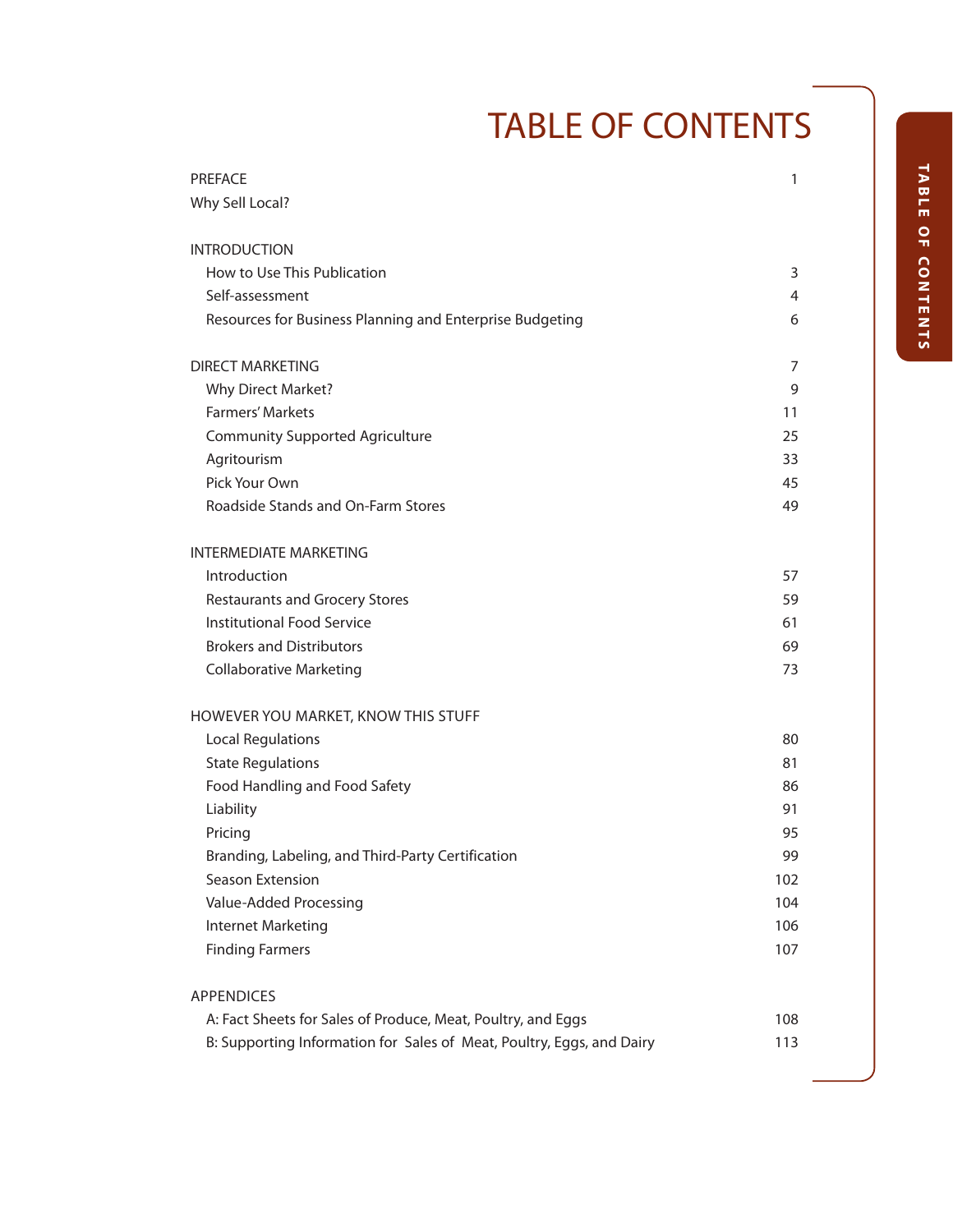# TABLE OF CONTENTS

| | |
|---|---|
| PREFACE | 1 |
| Why Sell Local? | |
| | |
| INTRODUCTION | |
| How to Use This Publication | 3 |
| Self-assessment | 4 |
| Resources for Business Planning and Enterprise Budgeting | 6 |
| | |
| DIRECT MARKETING | 7 |
| Why Direct Market? | 9 |
| Farmers' Markets | 11 |
| Community Supported Agriculture | 25 |
| Agritourism | 33 |
| Pick Your Own | 45 |
| Roadside Stands and On-Farm Stores | 49 |
| | |
| INTERMEDIATE MARKETING | |
| Introduction | 57 |
| Restaurants and Grocery Stores | 59 |
| Institutional Food Service | 61 |
| Brokers and Distributors | 69 |
| Collaborative Marketing | 73 |
| | |
| HOWEVER YOU MARKET, KNOW THIS STUFF | |
| Local Regulations | 80 |
| State Regulations | 81 |
| Food Handling and Food Safety | 86 |
| Liability | 91 |
| Pricing | 95 |
| Branding, Labeling, and Third-Party Certification | 99 |
| Season Extension | 102 |
| Value-Added Processing | 104 |
| Internet Marketing | 106 |
| Finding Farmers | 107 |
| | |
| APPENDICES | |
| A: Fact Sheets for Sales of Produce, Meat, Poultry, and Eggs | 108 |
| B: Supporting Information for Sales of Meat, Poultry, Eggs, and Dairy | 113 |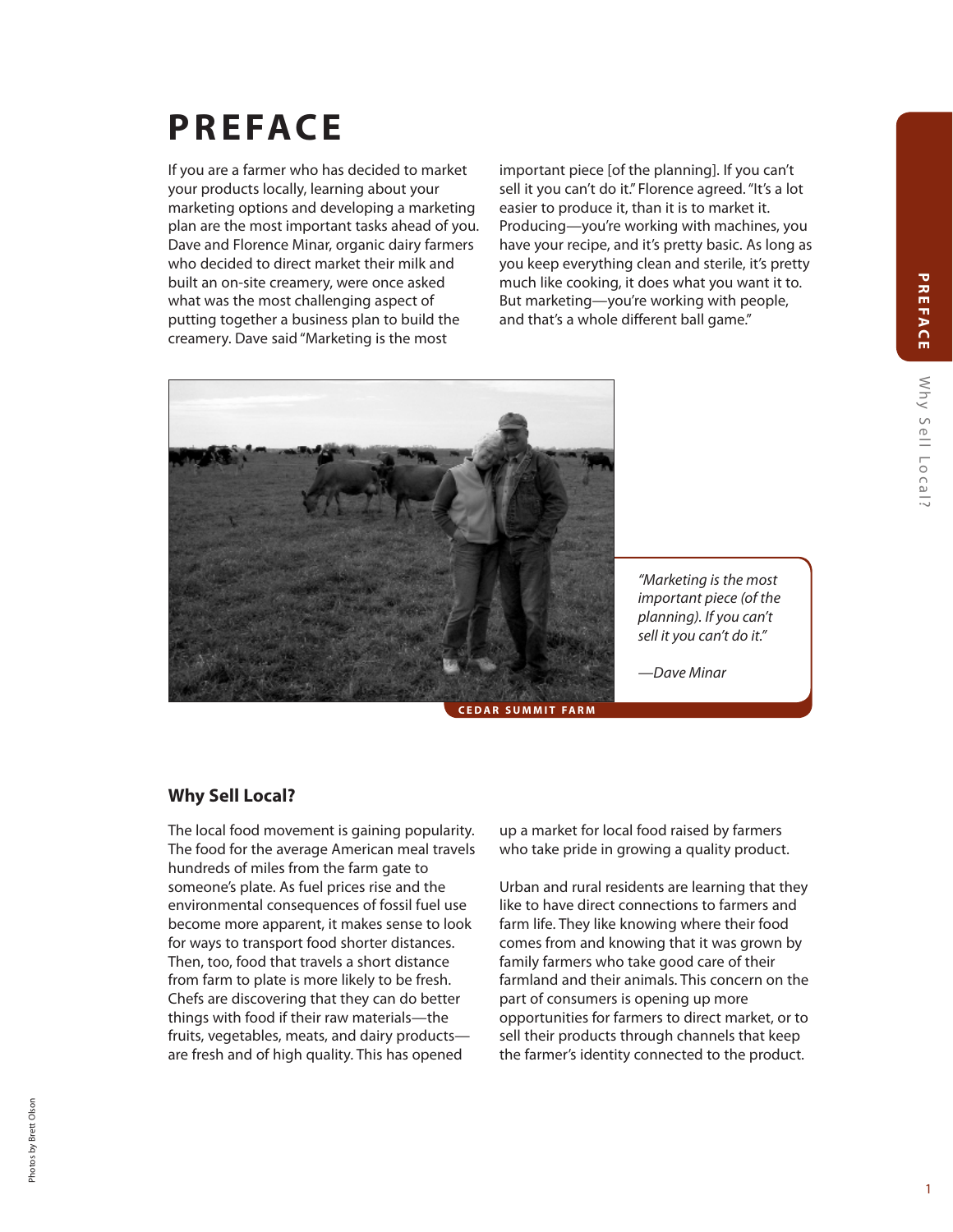# PREFACE

If you are a farmer who has decided to market your products locally, learning about your marketing options and developing a marketing plan are the most important tasks ahead of you. Dave and Florence Minar, organic dairy farmers who decided to direct market their milk and built an on-site creamery, were once asked what was the most challenging aspect of putting together a business plan to build the creamery. Dave said "Marketing is the most important piece [of the planning]. If you can't sell it you can't do it." Florence agreed. "It's a lot easier to produce it, than it is to market it. Producing—you're working with machines, you have your recipe, and it's pretty basic. As long as you keep everything clean and sterile, it's pretty much like cooking, it does what you want it to. But marketing—you're working with people, and that's a whole different ball game."

CEDAR SUMMIT FARM

*"Marketing is the most important piece (of the planning). If you can't sell it you can't do it."*

*—Dave Minar*

## Why Sell Local?

The local food movement is gaining popularity. The food for the average American meal travels hundreds of miles from the farm gate to someone's plate. As fuel prices rise and the environmental consequences of fossil fuel use become more apparent, it makes sense to look for ways to transport food shorter distances. Then, too, food that travels a short distance from farm to plate is more likely to be fresh. Chefs are discovering that they can do better things with food if their raw materials—the fruits, vegetables, meats, and dairy products—are fresh and of high quality. This has opened up a market for local food raised by farmers who take pride in growing a quality product.

Urban and rural residents are learning that they like to have direct connections to farmers and farm life. They like knowing where their food comes from and knowing that it was grown by family farmers who take good care of their farmland and their animals. This concern on the part of consumers is opening up more opportunities for farmers to direct market, or to sell their products through channels that keep the farmer's identity connected to the product.

Photos by Brett Olson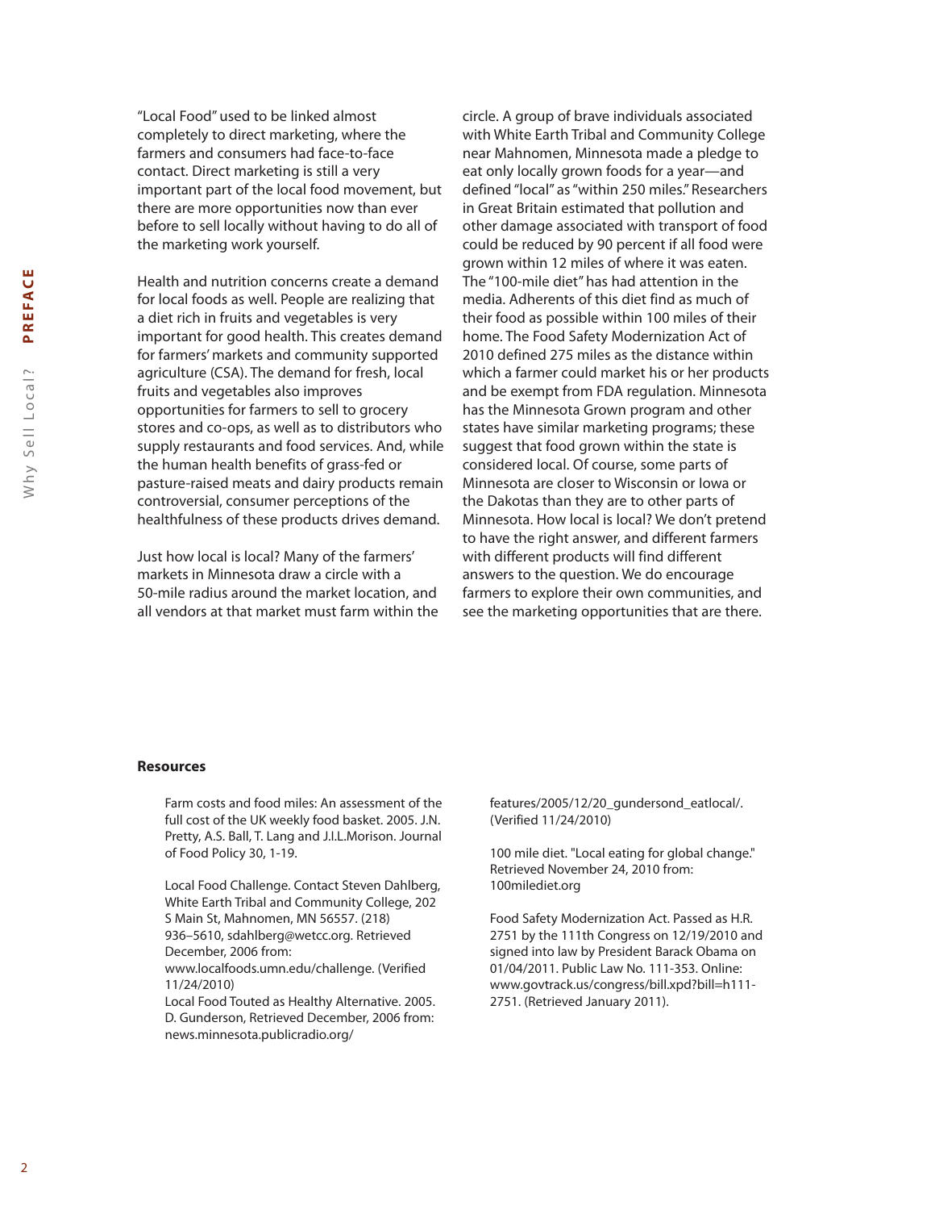"Local Food" used to be linked almost completely to direct marketing, where the farmers and consumers had face-to-face contact. Direct marketing is still a very important part of the local food movement, but there are more opportunities now than ever before to sell locally without having to do all of the marketing work yourself.

Health and nutrition concerns create a demand for local foods as well. People are realizing that a diet rich in fruits and vegetables is very important for good health. This creates demand for farmers' markets and community supported agriculture (CSA). The demand for fresh, local fruits and vegetables also improves opportunities for farmers to sell to grocery stores and co-ops, as well as to distributors who supply restaurants and food services. And, while the human health benefits of grass-fed or pasture-raised meats and dairy products remain controversial, consumer perceptions of the healthfulness of these products drives demand.

Just how local is local? Many of the farmers' markets in Minnesota draw a circle with a 50-mile radius around the market location, and all vendors at that market must farm within the circle. A group of brave individuals associated with White Earth Tribal and Community College near Mahnomen, Minnesota made a pledge to eat only locally grown foods for a year—and defined "local" as "within 250 miles." Researchers in Great Britain estimated that pollution and other damage associated with transport of food could be reduced by 90 percent if all food were grown within 12 miles of where it was eaten. The "100-mile diet" has had attention in the media. Adherents of this diet find as much of their food as possible within 100 miles of their home. The Food Safety Modernization Act of 2010 defined 275 miles as the distance within which a farmer could market his or her products and be exempt from FDA regulation. Minnesota has the Minnesota Grown program and other states have similar marketing programs; these suggest that food grown within the state is considered local. Of course, some parts of Minnesota are closer to Wisconsin or Iowa or the Dakotas than they are to other parts of Minnesota. How local is local? We don't pretend to have the right answer, and different farmers with different products will find different answers to the question. We do encourage farmers to explore their own communities, and see the marketing opportunities that are there.

**Resources**

Farm costs and food miles: An assessment of the full cost of the UK weekly food basket. 2005. J.N. Pretty, A.S. Ball, T. Lang and J.I.L.Morison. Journal of Food Policy 30, 1-19.

Local Food Challenge. Contact Steven Dahlberg, White Earth Tribal and Community College, 202 S Main St, Mahnomen, MN 56557. (218) 936–5610, sdahlberg@wetcc.org. Retrieved December, 2006 from: www.localfoods.umn.edu/challenge. (Verified 11/24/2010)

Local Food Touted as Healthy Alternative. 2005. D. Gunderson, Retrieved December, 2006 from: news.minnesota.publicradio.org/features/2005/12/20_gundersond_eatlocal/. (Verified 11/24/2010)

100 mile diet. "Local eating for global change." Retrieved November 24, 2010 from: 100milediet.org

Food Safety Modernization Act. Passed as H.R. 2751 by the 111th Congress on 12/19/2010 and signed into law by President Barack Obama on 01/04/2011. Public Law No. 111-353. Online: www.govtrack.us/congress/bill.xpd?bill=h111-2751. (Retrieved January 2011).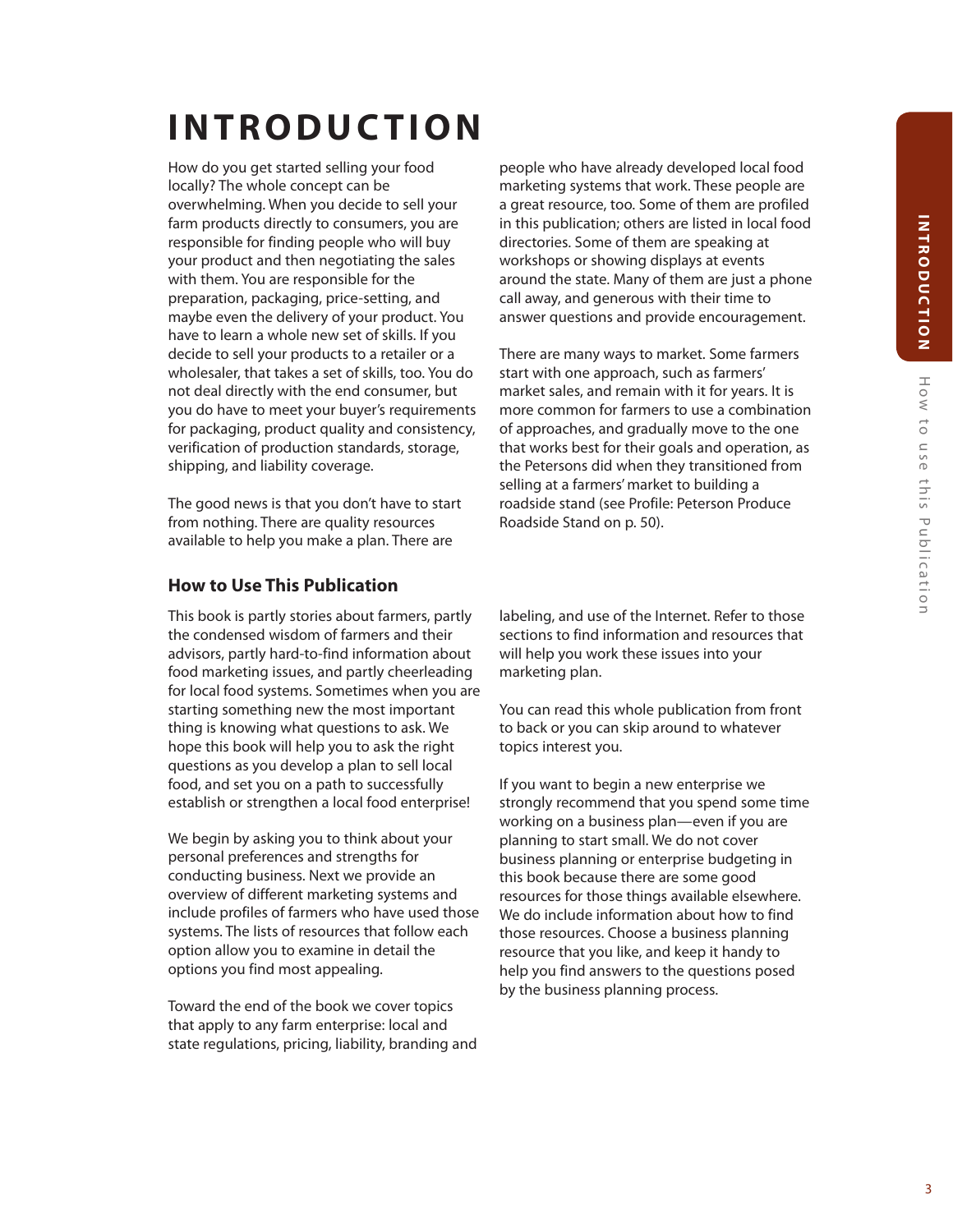# INTRODUCTION

How do you get started selling your food locally? The whole concept can be overwhelming. When you decide to sell your farm products directly to consumers, you are responsible for finding people who will buy your product and then negotiating the sales with them. You are responsible for the preparation, packaging, price-setting, and maybe even the delivery of your product. You have to learn a whole new set of skills. If you decide to sell your products to a retailer or a wholesaler, that takes a set of skills, too. You do not deal directly with the end consumer, but you do have to meet your buyer's requirements for packaging, product quality and consistency, verification of production standards, storage, shipping, and liability coverage.

The good news is that you don't have to start from nothing. There are quality resources available to help you make a plan. There are people who have already developed local food marketing systems that work. These people are a great resource, too. Some of them are profiled in this publication; others are listed in local food directories. Some of them are speaking at workshops or showing displays at events around the state. Many of them are just a phone call away, and generous with their time to answer questions and provide encouragement.

There are many ways to market. Some farmers start with one approach, such as farmers' market sales, and remain with it for years. It is more common for farmers to use a combination of approaches, and gradually move to the one that works best for their goals and operation, as the Petersons did when they transitioned from selling at a farmers' market to building a roadside stand (see Profile: Peterson Produce Roadside Stand on p. 50).

## How to Use This Publication

This book is partly stories about farmers, partly the condensed wisdom of farmers and their advisors, partly hard-to-find information about food marketing issues, and partly cheerleading for local food systems. Sometimes when you are starting something new the most important thing is knowing what questions to ask. We hope this book will help you to ask the right questions as you develop a plan to sell local food, and set you on a path to successfully establish or strengthen a local food enterprise!

We begin by asking you to think about your personal preferences and strengths for conducting business. Next we provide an overview of different marketing systems and include profiles of farmers who have used those systems. The lists of resources that follow each option allow you to examine in detail the options you find most appealing.

Toward the end of the book we cover topics that apply to any farm enterprise: local and state regulations, pricing, liability, branding and labeling, and use of the Internet. Refer to those sections to find information and resources that will help you work these issues into your marketing plan.

You can read this whole publication from front to back or you can skip around to whatever topics interest you.

If you want to begin a new enterprise we strongly recommend that you spend some time working on a business plan—even if you are planning to start small. We do not cover business planning or enterprise budgeting in this book because there are some good resources for those things available elsewhere. We do include information about how to find those resources. Choose a business planning resource that you like, and keep it handy to help you find answers to the questions posed by the business planning process.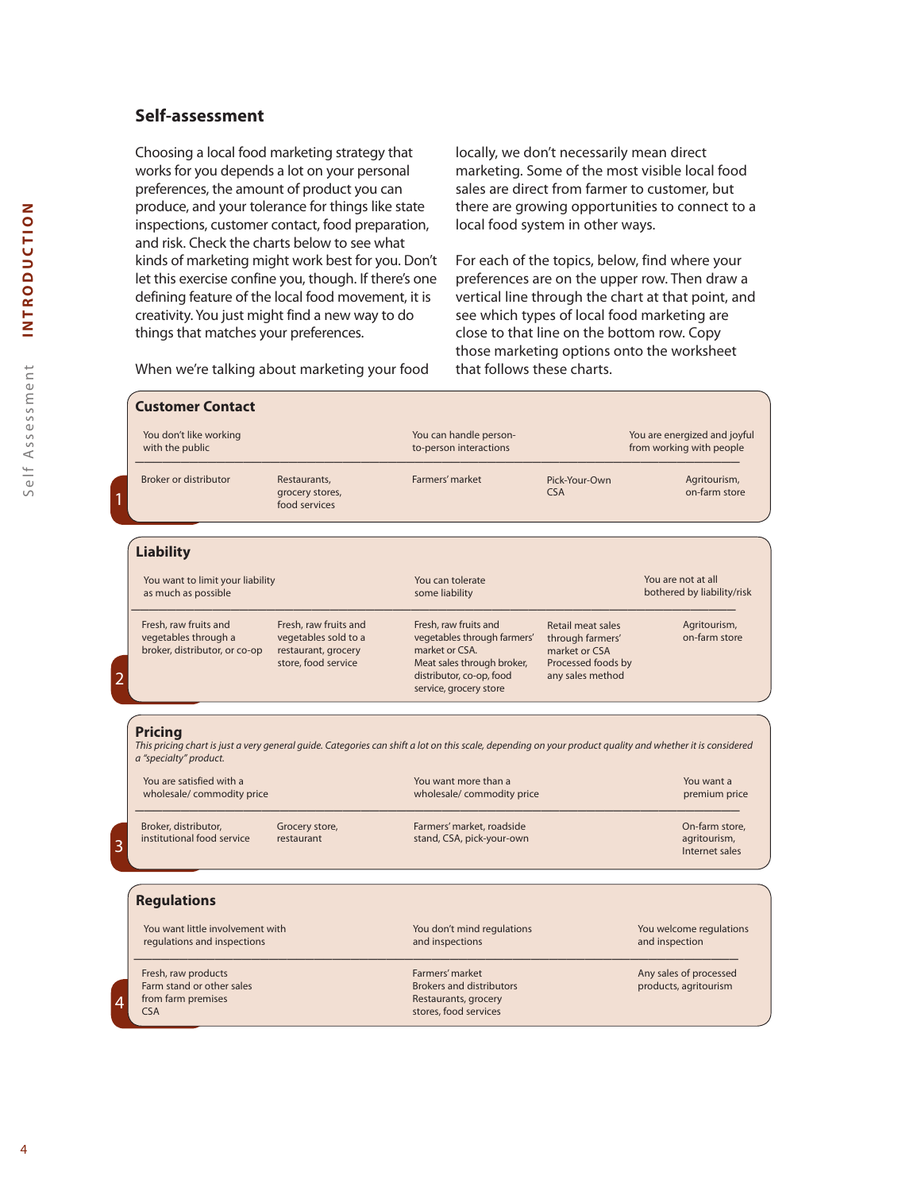## Self-assessment

Choosing a local food marketing strategy that works for you depends a lot on your personal preferences, the amount of product you can produce, and your tolerance for things like state inspections, customer contact, food preparation, and risk. Check the charts below to see what kinds of marketing might work best for you. Don't let this exercise confine you, though. If there's one defining feature of the local food movement, it is creativity. You just might find a new way to do things that matches your preferences.

When we're talking about marketing your food locally, we don't necessarily mean direct marketing. Some of the most visible local food sales are direct from farmer to customer, but there are growing opportunities to connect to a local food system in other ways.

For each of the topics, below, find where your preferences are on the upper row. Then draw a vertical line through the chart at that point, and see which types of local food marketing are close to that line on the bottom row. Copy those marketing options onto the worksheet that follows these charts.

### 1 Customer Contact

| You don't like working with the public | | You can handle person-to-person interactions | | You are energized and joyful from working with people |
|---|---|---|---|---|
| Broker or distributor | Restaurants, grocery stores, food services | Farmers' market | Pick-Your-Own CSA | Agritourism, on-farm store |

### 2 Liability

| You want to limit your liability as much as possible | | You can tolerate some liability | | You are not at all bothered by liability/risk |
|---|---|---|---|---|
| Fresh, raw fruits and vegetables through a broker, distributor, or co-op | Fresh, raw fruits and vegetables sold to a restaurant, grocery store, food service | Fresh, raw fruits and vegetables through farmers' market or CSA. Meat sales through broker, distributor, co-op, food service, grocery store | Retail meat sales through farmers' market or CSA Processed foods by any sales method | Agritourism, on-farm store |

### 3 Pricing

*This pricing chart is just a very general guide. Categories can shift a lot on this scale, depending on your product quality and whether it is considered a "specialty" product.*

| You are satisfied with a wholesale/ commodity price | | You want more than a wholesale/ commodity price | You want a premium price |
|---|---|---|---|
| Broker, distributor, institutional food service | Grocery store, restaurant | Farmers' market, roadside stand, CSA, pick-your-own | On-farm store, agritourism, Internet sales |

### 4 Regulations

| You want little involvement with regulations and inspections | You don't mind regulations and inspections | You welcome regulations and inspection |
|---|---|---|
| Fresh, raw products<br>Farm stand or other sales from farm premises<br>CSA | Farmers' market<br>Brokers and distributors<br>Restaurants, grocery stores, food services | Any sales of processed products, agritourism |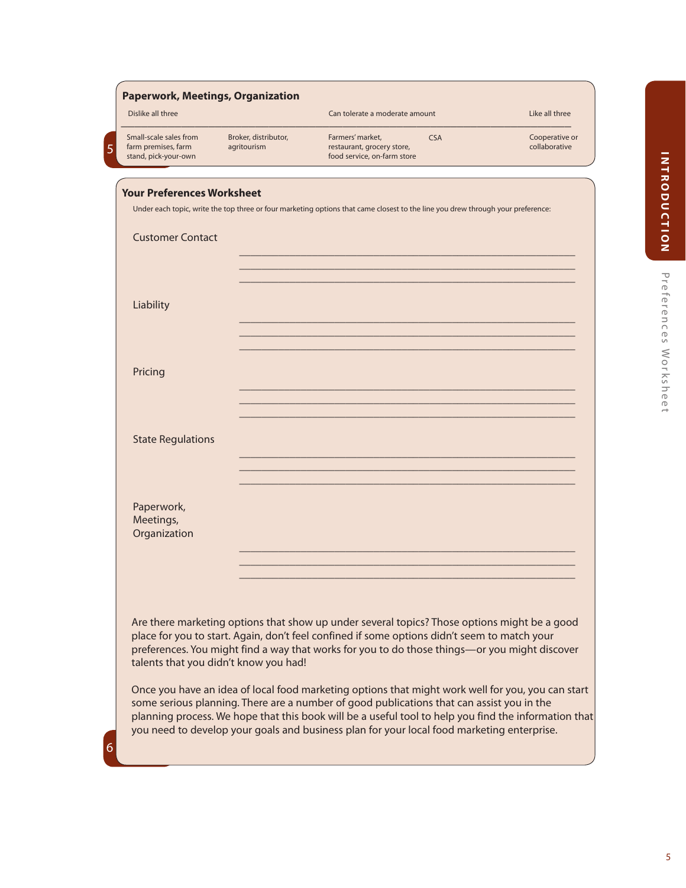### Paperwork, Meetings, Organization

| Dislike all three | | Can tolerate a moderate amount | | Like all three |
|---|---|---|---|---|
| Small-scale sales from farm premises, farm stand, pick-your-own | Broker, distributor, agritourism | Farmers' market, restaurant, grocery store, food service, on-farm store | CSA | Cooperative or collaborative |

### Your Preferences Worksheet

Under each topic, write the top three or four marketing options that came closest to the line you drew through your preference:

Customer Contact

______________________________
______________________________
______________________________

Liability

______________________________
______________________________
______________________________

Pricing

______________________________
______________________________
______________________________

State Regulations

______________________________
______________________________
______________________________

Paperwork, Meetings, Organization

______________________________
______________________________
______________________________

Are there marketing options that show up under several topics? Those options might be a good place for you to start. Again, don't feel confined if some options didn't seem to match your preferences. You might find a way that works for you to do those things—or you might discover talents that you didn't know you had!

Once you have an idea of local food marketing options that might work well for you, you can start some serious planning. There are a number of good publications that can assist you in the planning process. We hope that this book will be a useful tool to help you find the information that you need to develop your goals and business plan for your local food marketing enterprise.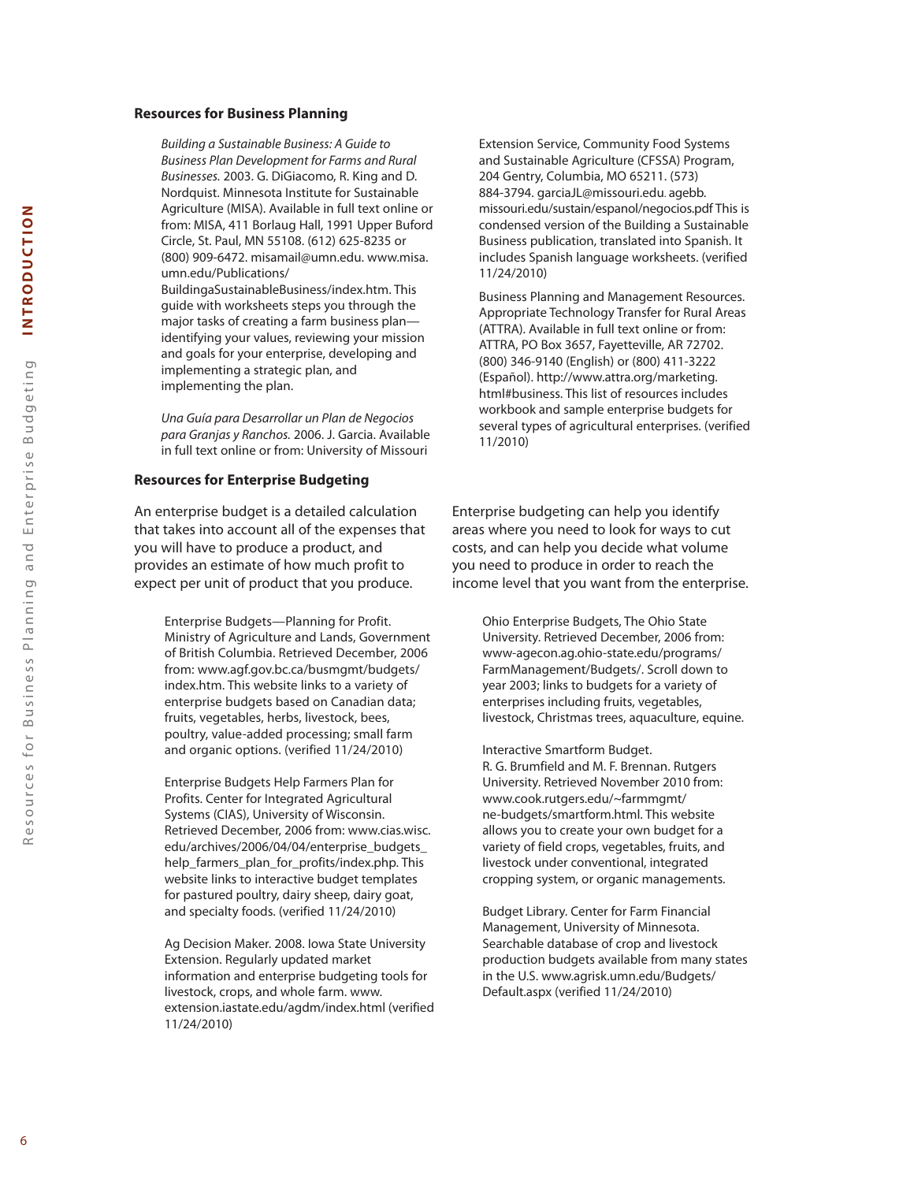### Resources for Business Planning

*Building a Sustainable Business: A Guide to Business Plan Development for Farms and Rural Businesses.* 2003. G. DiGiacomo, R. King and D. Nordquist. Minnesota Institute for Sustainable Agriculture (MISA). Available in full text online or from: MISA, 411 Borlaug Hall, 1991 Upper Buford Circle, St. Paul, MN 55108. (612) 625-8235 or (800) 909-6472. misamail@umn.edu. www.misa.umn.edu/Publications/BuildingaSustainableBusiness/index.htm. This guide with worksheets steps you through the major tasks of creating a farm business plan—identifying your values, reviewing your mission and goals for your enterprise, developing and implementing a strategic plan, and implementing the plan.

*Una Guía para Desarrollar un Plan de Negocios para Granjas y Ranchos.* 2006. J. Garcia. Available in full text online or from: University of Missouri Extension Service, Community Food Systems and Sustainable Agriculture (CFSSA) Program, 204 Gentry, Columbia, MO 65211. (573) 884-3794. garciaJL@missouri.edu. agebb.missouri.edu/sustain/espanol/negocios.pdf This is condensed version of the Building a Sustainable Business publication, translated into Spanish. It includes Spanish language worksheets. (verified 11/24/2010)

Business Planning and Management Resources. Appropriate Technology Transfer for Rural Areas (ATTRA). Available in full text online or from: ATTRA, PO Box 3657, Fayetteville, AR 72702. (800) 346-9140 (English) or (800) 411-3222 (Español). http://www.attra.org/marketing.html#business. This list of resources includes workbook and sample enterprise budgets for several types of agricultural enterprises. (verified 11/2010)

### Resources for Enterprise Budgeting

An enterprise budget is a detailed calculation that takes into account all of the expenses that you will have to produce a product, and provides an estimate of how much profit to expect per unit of product that you produce. Enterprise budgeting can help you identify areas where you need to look for ways to cut costs, and can help you decide what volume you need to produce in order to reach the income level that you want from the enterprise.

Enterprise Budgets—Planning for Profit. Ministry of Agriculture and Lands, Government of British Columbia. Retrieved December, 2006 from: www.agf.gov.bc.ca/busmgmt/budgets/index.htm. This website links to a variety of enterprise budgets based on Canadian data; fruits, vegetables, herbs, livestock, bees, poultry, value-added processing; small farm and organic options. (verified 11/24/2010)

Enterprise Budgets Help Farmers Plan for Profits. Center for Integrated Agricultural Systems (CIAS), University of Wisconsin. Retrieved December, 2006 from: www.cias.wisc.edu/archives/2006/04/04/enterprise_budgets_help_farmers_plan_for_profits/index.php. This website links to interactive budget templates for pastured poultry, dairy sheep, dairy goat, and specialty foods. (verified 11/24/2010)

Ag Decision Maker. 2008. Iowa State University Extension. Regularly updated market information and enterprise budgeting tools for livestock, crops, and whole farm. www.extension.iastate.edu/agdm/index.html (verified 11/24/2010)

Ohio Enterprise Budgets, The Ohio State University. Retrieved December, 2006 from: www-agecon.ag.ohio-state.edu/programs/FarmManagement/Budgets/. Scroll down to year 2003; links to budgets for a variety of enterprises including fruits, vegetables, livestock, Christmas trees, aquaculture, equine.

Interactive Smartform Budget. R. G. Brumfield and M. F. Brennan. Rutgers University. Retrieved November 2010 from: www.cook.rutgers.edu/~farmmgmt/ne-budgets/smartform.html. This website allows you to create your own budget for a variety of field crops, vegetables, fruits, and livestock under conventional, integrated cropping system, or organic managements.

Budget Library. Center for Farm Financial Management, University of Minnesota. Searchable database of crop and livestock production budgets available from many states in the U.S. www.agrisk.umn.edu/Budgets/Default.aspx (verified 11/24/2010)